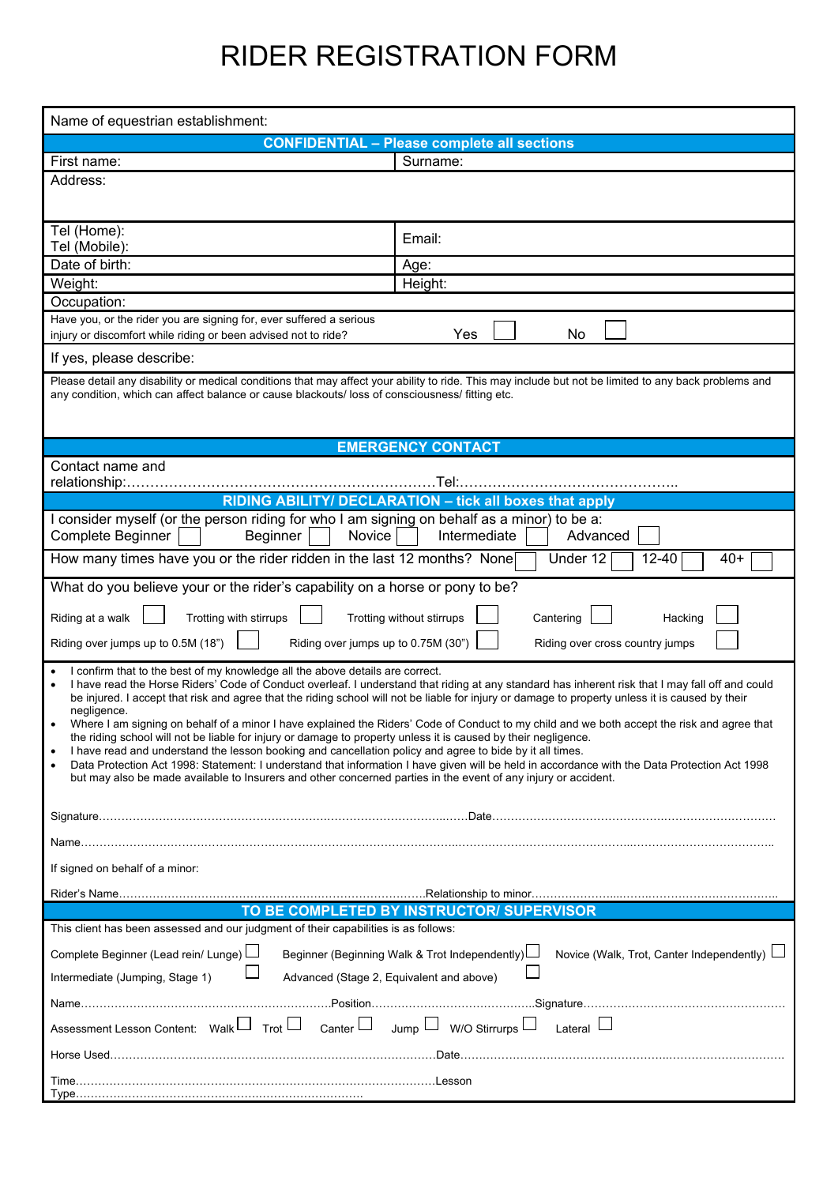// Form layout
# RIDER REGISTRATION FORM

Name of equestrian establishment:

**CONFIDENTIAL – Please complete all sections**

| First name: | Surname: |
|---|---|
| Address: | |
| Tel (Home):<br>Tel (Mobile): | Email: |
| Date of birth: | Age: |
| Weight: | Height: |
| Occupation: | |

Have you, or the rider you are signing for, ever suffered a serious injury or discomfort while riding or been advised not to ride? Yes ☐ No ☐

If yes, please describe:

Please detail any disability or medical conditions that may affect your ability to ride. This may include but not be limited to any back problems and any condition, which can affect balance or cause blackouts/ loss of consciousness/ fitting etc.

**EMERGENCY CONTACT**

Contact name and relationship:…………………………………………………………Tel:………………………………………..

**RIDING ABILITY/ DECLARATION – tick all boxes that apply**

I consider myself (or the person riding for who I am signing on behalf as a minor) to be a:
Complete Beginner ☐ Beginner ☐ Novice ☐ Intermediate ☐ Advanced ☐

How many times have you or the rider ridden in the last 12 months? None ☐ Under 12 ☐ 12-40 ☐ 40+ ☐

What do you believe your or the rider's capability on a horse or pony to be?

Riding at a walk ☐ Trotting with stirrups ☐ Trotting without stirrups ☐ Cantering ☐ Hacking ☐

Riding over jumps up to 0.5M (18") ☐ Riding over jumps up to 0.75M (30") ☐ Riding over cross country jumps ☐

- I confirm that to the best of my knowledge all the above details are correct.
- I have read the Horse Riders' Code of Conduct overleaf. I understand that riding at any standard has inherent risk that I may fall off and could be injured. I accept that risk and agree that the riding school will not be liable for injury or damage to property unless it is caused by their negligence.
- Where I am signing on behalf of a minor I have explained the Riders' Code of Conduct to my child and we both accept the risk and agree that the riding school will not be liable for injury or damage to property unless it is caused by their negligence.
- I have read and understand the lesson booking and cancellation policy and agree to bide by it all times.
- Data Protection Act 1998: Statement: I understand that information I have given will be held in accordance with the Data Protection Act 1998 but may also be made available to Insurers and other concerned parties in the event of any injury or accident.

Signature………………………………………………………………………………………Date………………………………………………………………

Name……………………………………………………………………………………………………………………………………………………………………

If signed on behalf of a minor:

Rider's Name……………………………………………………………………Relationship to minor……………………………………………………

**TO BE COMPLETED BY INSTRUCTOR/ SUPERVISOR**

This client has been assessed and our judgment of their capabilities is as follows:

Complete Beginner (Lead rein/ Lunge) ☐ Beginner (Beginning Walk & Trot Independently) ☐ Novice (Walk, Trot, Canter Independently) ☐

Intermediate (Jumping, Stage 1) ☐ Advanced (Stage 2, Equivalent and above) ☐

Name……………………………………………………Position……………………………………Signature……………………………………………

Assessment Lesson Content: Walk ☐ Trot ☐ Canter ☐ Jump ☐ W/O Stirrups ☐ Lateral ☐

Horse Used……………………………………………………………………Date…………………………………………………………………………

Time……………………………………………………………………………Lesson Type……………………………………………………………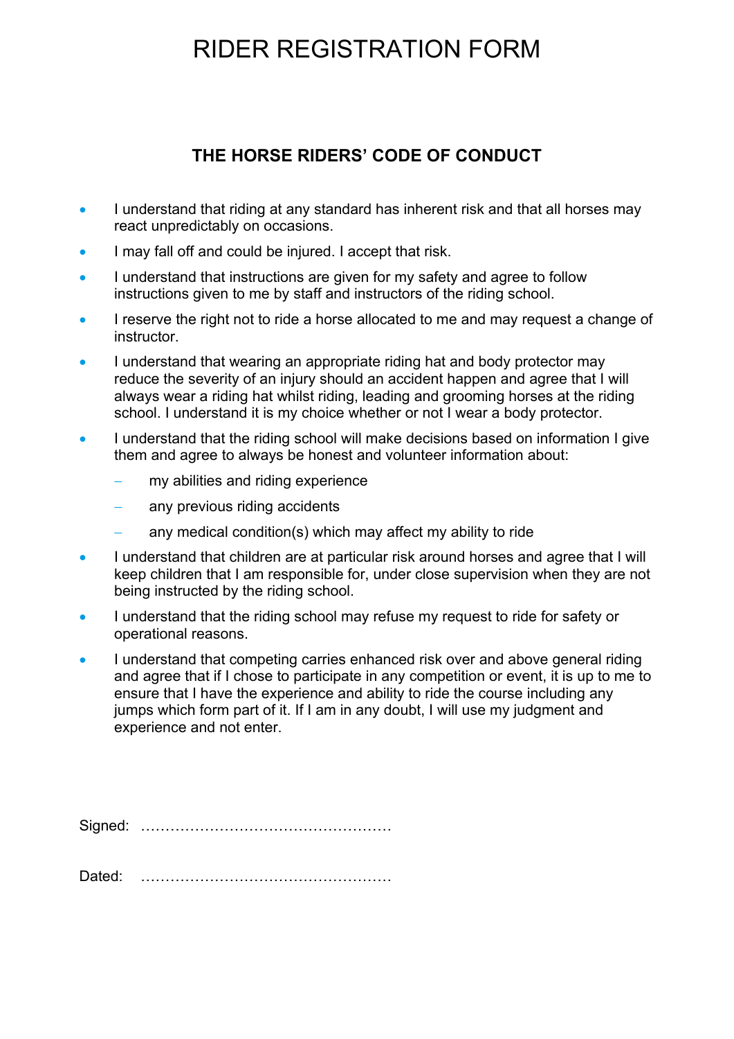# RIDER REGISTRATION FORM

## THE HORSE RIDERS' CODE OF CONDUCT

- I understand that riding at any standard has inherent risk and that all horses may react unpredictably on occasions.
- I may fall off and could be injured. I accept that risk.
- I understand that instructions are given for my safety and agree to follow instructions given to me by staff and instructors of the riding school.
- I reserve the right not to ride a horse allocated to me and may request a change of instructor.
- I understand that wearing an appropriate riding hat and body protector may reduce the severity of an injury should an accident happen and agree that I will always wear a riding hat whilst riding, leading and grooming horses at the riding school. I understand it is my choice whether or not I wear a body protector.
- I understand that the riding school will make decisions based on information I give them and agree to always be honest and volunteer information about:
  - my abilities and riding experience
  - any previous riding accidents
  - any medical condition(s) which may affect my ability to ride
- I understand that children are at particular risk around horses and agree that I will keep children that I am responsible for, under close supervision when they are not being instructed by the riding school.
- I understand that the riding school may refuse my request to ride for safety or operational reasons.
- I understand that competing carries enhanced risk over and above general riding and agree that if I chose to participate in any competition or event, it is up to me to ensure that I have the experience and ability to ride the course including any jumps which form part of it. If I am in any doubt, I will use my judgment and experience and not enter.

Signed: ……………………………………………

Dated: ……………………………………………